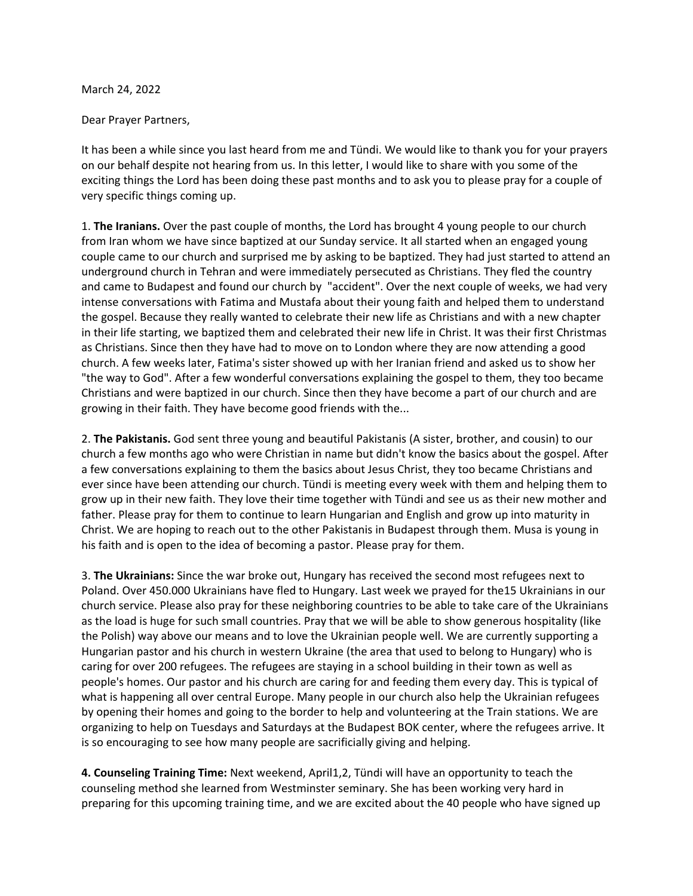March 24, 2022

Dear Prayer Partners,

It has been a while since you last heard from me and Tündi. We would like to thank you for your prayers on our behalf despite not hearing from us. In this letter, I would like to share with you some of the exciting things the Lord has been doing these past months and to ask you to please pray for a couple of very specific things coming up.

1. **The Iranians.** Over the past couple of months, the Lord has brought 4 young people to our church from Iran whom we have since baptized at our Sunday service. It all started when an engaged young couple came to our church and surprised me by asking to be baptized. They had just started to attend an underground church in Tehran and were immediately persecuted as Christians. They fled the country and came to Budapest and found our church by "accident". Over the next couple of weeks, we had very intense conversations with Fatima and Mustafa about their young faith and helped them to understand the gospel. Because they really wanted to celebrate their new life as Christians and with a new chapter in their life starting, we baptized them and celebrated their new life in Christ. It was their first Christmas as Christians. Since then they have had to move on to London where they are now attending a good church. A few weeks later, Fatima's sister showed up with her Iranian friend and asked us to show her "the way to God". After a few wonderful conversations explaining the gospel to them, they too became Christians and were baptized in our church. Since then they have become a part of our church and are growing in their faith. They have become good friends with the...

2. **The Pakistanis.** God sent three young and beautiful Pakistanis (A sister, brother, and cousin) to our church a few months ago who were Christian in name but didn't know the basics about the gospel. After a few conversations explaining to them the basics about Jesus Christ, they too became Christians and ever since have been attending our church. Tündi is meeting every week with them and helping them to grow up in their new faith. They love their time together with Tündi and see us as their new mother and father. Please pray for them to continue to learn Hungarian and English and grow up into maturity in Christ. We are hoping to reach out to the other Pakistanis in Budapest through them. Musa is young in his faith and is open to the idea of becoming a pastor. Please pray for them.

3. **The Ukrainians:** Since the war broke out, Hungary has received the second most refugees next to Poland. Over 450.000 Ukrainians have fled to Hungary. Last week we prayed for the15 Ukrainians in our church service. Please also pray for these neighboring countries to be able to take care of the Ukrainians as the load is huge for such small countries. Pray that we will be able to show generous hospitality (like the Polish) way above our means and to love the Ukrainian people well. We are currently supporting a Hungarian pastor and his church in western Ukraine (the area that used to belong to Hungary) who is caring for over 200 refugees. The refugees are staying in a school building in their town as well as people's homes. Our pastor and his church are caring for and feeding them every day. This is typical of what is happening all over central Europe. Many people in our church also help the Ukrainian refugees by opening their homes and going to the border to help and volunteering at the Train stations. We are organizing to help on Tuesdays and Saturdays at the Budapest BOK center, where the refugees arrive. It is so encouraging to see how many people are sacrificially giving and helping.

**4. Counseling Training Time:** Next weekend, April1,2, Tündi will have an opportunity to teach the counseling method she learned from Westminster seminary. She has been working very hard in preparing for this upcoming training time, and we are excited about the 40 people who have signed up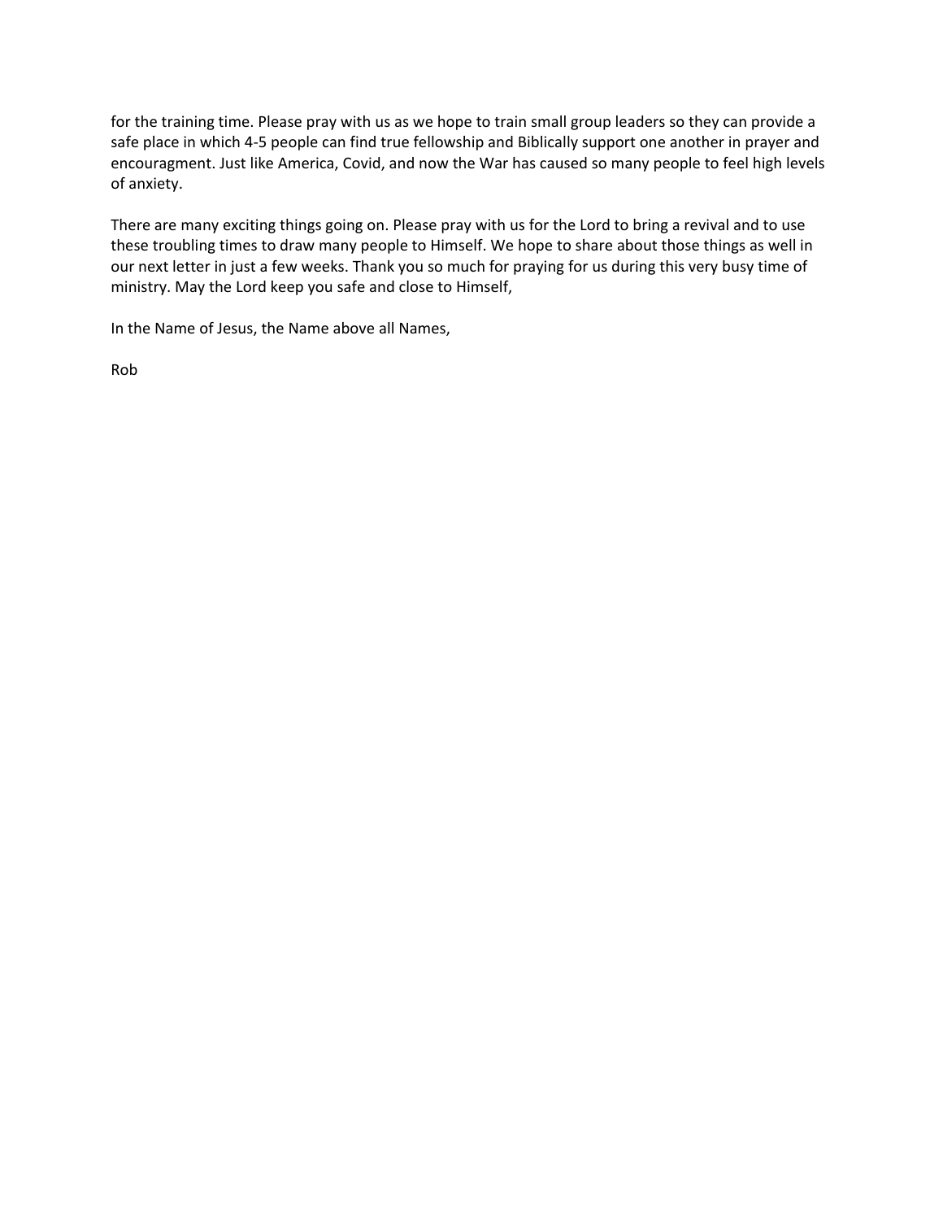for the training time. Please pray with us as we hope to train small group leaders so they can provide a safe place in which 4-5 people can find true fellowship and Biblically support one another in prayer and encouragment. Just like America, Covid, and now the War has caused so many people to feel high levels of anxiety.

There are many exciting things going on. Please pray with us for the Lord to bring a revival and to use these troubling times to draw many people to Himself. We hope to share about those things as well in our next letter in just a few weeks. Thank you so much for praying for us during this very busy time of ministry. May the Lord keep you safe and close to Himself,

In the Name of Jesus, the Name above all Names,

Rob